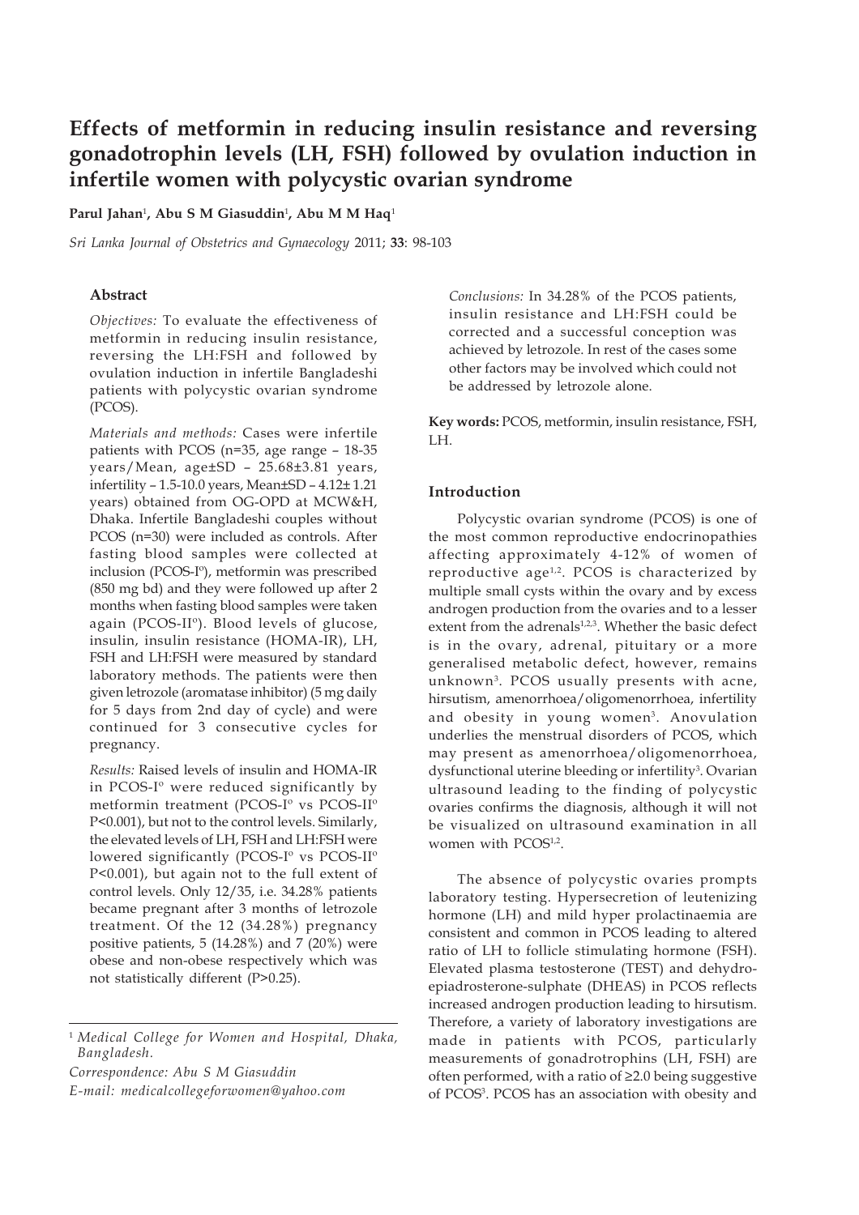# Effects of metformin in reducing insulin resistance and reversing gonadotrophin levels (LH, FSH) followed by ovulation induction in infertile women with polycystic ovarian syndrome

**Parul Jahan**[1], **Abu S M Giasuddin**[1], **Abu M M Haq**[1]

*Sri Lanka Journal of Obstetrics and Gynaecology* 2011; **33**: 98-103

## Abstract

*Objectives:* To evaluate the effectiveness of metformin in reducing insulin resistance, reversing the LH:FSH and followed by ovulation induction in infertile Bangladeshi patients with polycystic ovarian syndrome (PCOS).

*Materials and methods:* Cases were infertile patients with PCOS (n=35, age range – 18-35 years/Mean, age±SD – 25.68±3.81 years, infertility – 1.5-10.0 years, Mean±SD – 4.12± 1.21 years) obtained from OG-OPD at MCW&H, Dhaka. Infertile Bangladeshi couples without PCOS (n=30) were included as controls. After fasting blood samples were collected at inclusion (PCOS-I$^o$), metformin was prescribed (850 mg bd) and they were followed up after 2 months when fasting blood samples were taken again (PCOS-II$^o$). Blood levels of glucose, insulin, insulin resistance (HOMA-IR), LH, FSH and LH:FSH were measured by standard laboratory methods. The patients were then given letrozole (aromatase inhibitor) (5 mg daily for 5 days from 2nd day of cycle) and were continued for 3 consecutive cycles for pregnancy.

*Results:* Raised levels of insulin and HOMA-IR in PCOS-I$^o$ were reduced significantly by metformin treatment (PCOS-I$^o$ vs PCOS-II$^o$ P<0.001), but not to the control levels. Similarly, the elevated levels of LH, FSH and LH:FSH were lowered significantly (PCOS-I$^o$ vs PCOS-II$^o$ P<0.001), but again not to the full extent of control levels. Only 12/35, i.e. 34.28% patients became pregnant after 3 months of letrozole treatment. Of the 12 (34.28%) pregnancy positive patients, 5 (14.28%) and 7 (20%) were obese and non-obese respectively which was not statistically different (P>0.25).

*Conclusions:* In 34.28% of the PCOS patients, insulin resistance and LH:FSH could be corrected and a successful conception was achieved by letrozole. In rest of the cases some other factors may be involved which could not be addressed by letrozole alone.

**Key words:** PCOS, metformin, insulin resistance, FSH, LH.

## Introduction

Polycystic ovarian syndrome (PCOS) is one of the most common reproductive endocrinopathies affecting approximately 4-12% of women of reproductive age[1,2]. PCOS is characterized by multiple small cysts within the ovary and by excess androgen production from the ovaries and to a lesser extent from the adrenals[1,2,3]. Whether the basic defect is in the ovary, adrenal, pituitary or a more generalised metabolic defect, however, remains unknown[3]. PCOS usually presents with acne, hirsutism, amenorrhoea/oligomenorrhoea, infertility and obesity in young women[3]. Anovulation underlies the menstrual disorders of PCOS, which may present as amenorrhoea/oligomenorrhoea, dysfunctional uterine bleeding or infertility[3]. Ovarian ultrasound leading to the finding of polycystic ovaries confirms the diagnosis, although it will not be visualized on ultrasound examination in all women with PCOS[1,2].

The absence of polycystic ovaries prompts laboratory testing. Hypersecretion of leutenizing hormone (LH) and mild hyper prolactinaemia are consistent and common in PCOS leading to altered ratio of LH to follicle stimulating hormone (FSH). Elevated plasma testosterone (TEST) and dehydro-epiadrosterone-sulphate (DHEAS) in PCOS reflects increased androgen production leading to hirsutism. Therefore, a variety of laboratory investigations are made in patients with PCOS, particularly measurements of gonadrotrophins (LH, FSH) are often performed, with a ratio of ≥2.0 being suggestive of PCOS[3]. PCOS has an association with obesity and

---

[1] *Medical College for Women and Hospital, Dhaka, Bangladesh.*

*Correspondence: Abu S M Giasuddin*

*E-mail: medicalcollegeforwomen@yahoo.com*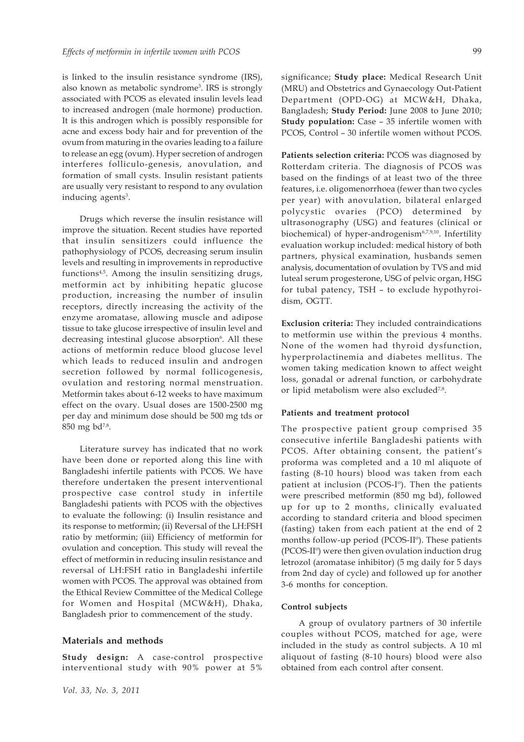is linked to the insulin resistance syndrome (IRS), also known as metabolic syndrome[3]. IRS is strongly associated with PCOS as elevated insulin levels lead to increased androgen (male hormone) production. It is this androgen which is possibly responsible for acne and excess body hair and for prevention of the ovum from maturing in the ovaries leading to a failure to release an egg (ovum). Hyper secretion of androgen interferes folliculo-genesis, anovulation, and formation of small cysts. Insulin resistant patients are usually very resistant to respond to any ovulation inducing agents[3].

Drugs which reverse the insulin resistance will improve the situation. Recent studies have reported that insulin sensitizers could influence the pathophysiology of PCOS, decreasing serum insulin levels and resulting in improvements in reproductive functions[4,5]. Among the insulin sensitizing drugs, metformin act by inhibiting hepatic glucose production, increasing the number of insulin receptors, directly increasing the activity of the enzyme aromatase, allowing muscle and adipose tissue to take glucose irrespective of insulin level and decreasing intestinal glucose absorption[6]. All these actions of metformin reduce blood glucose level which leads to reduced insulin and androgen secretion followed by normal follicogenesis, ovulation and restoring normal menstruation. Metformin takes about 6-12 weeks to have maximum effect on the ovary. Usual doses are 1500-2500 mg per day and minimum dose should be 500 mg tds or 850 mg bd[7,8].

Literature survey has indicated that no work have been done or reported along this line with Bangladeshi infertile patients with PCOS. We have therefore undertaken the present interventional prospective case control study in infertile Bangladeshi patients with PCOS with the objectives to evaluate the following: (i) Insulin resistance and its response to metformin; (ii) Reversal of the LH:FSH ratio by metformin; (iii) Efficiency of metformin for ovulation and conception. This study will reveal the effect of metformin in reducing insulin resistance and reversal of LH:FSH ratio in Bangladeshi infertile women with PCOS. The approval was obtained from the Ethical Review Committee of the Medical College for Women and Hospital (MCW&H), Dhaka, Bangladesh prior to commencement of the study.

## Materials and methods

**Study design:** A case-control prospective interventional study with 90% power at 5% significance; **Study place:** Medical Research Unit (MRU) and Obstetrics and Gynaecology Out-Patient Department (OPD-OG) at MCW&H, Dhaka, Bangladesh; **Study Period:** June 2008 to June 2010; **Study population:** Case – 35 infertile women with PCOS, Control – 30 infertile women without PCOS.

**Patients selection criteria:** PCOS was diagnosed by Rotterdam criteria. The diagnosis of PCOS was based on the findings of at least two of the three features, i.e. oligomenorrhoea (fewer than two cycles per year) with anovulation, bilateral enlarged polycystic ovaries (PCO) determined by ultrasonography (USG) and features (clinical or biochemical) of hyper-androgenism[6,7,9,10]. Infertility evaluation workup included: medical history of both partners, physical examination, husbands semen analysis, documentation of ovulation by TVS and mid luteal serum progesterone, USG of pelvic organ, HSG for tubal patency, TSH – to exclude hypothyroidism, OGTT.

**Exclusion criteria:** They included contraindications to metformin use within the previous 4 months. None of the women had thyroid dysfunction, hyperprolactinemia and diabetes mellitus. The women taking medication known to affect weight loss, gonadal or adrenal function, or carbohydrate or lipid metabolism were also excluded[7,8].

#### Patients and treatment protocol

The prospective patient group comprised 35 consecutive infertile Bangladeshi patients with PCOS. After obtaining consent, the patient's proforma was completed and a 10 ml aliquote of fasting (8-10 hours) blood was taken from each patient at inclusion (PCOS-I°). Then the patients were prescribed metformin (850 mg bd), followed up for up to 2 months, clinically evaluated according to standard criteria and blood specimen (fasting) taken from each patient at the end of 2 months follow-up period (PCOS-II°). These patients (PCOS-II°) were then given ovulation induction drug letrozol (aromatase inhibitor) (5 mg daily for 5 days from 2nd day of cycle) and followed up for another 3-6 months for conception.

#### Control subjects

A group of ovulatory partners of 30 infertile couples without PCOS, matched for age, were included in the study as control subjects. A 10 ml aliquout of fasting (8-10 hours) blood were also obtained from each control after consent.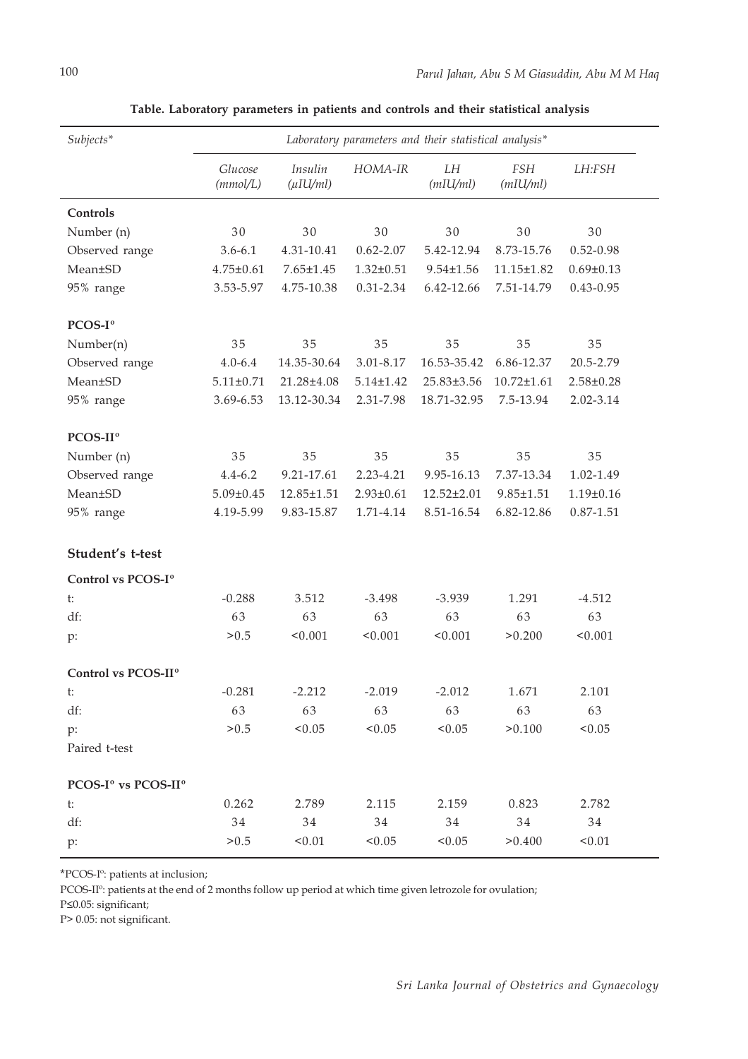**Table. Laboratory parameters in patients and controls and their statistical analysis**

| *Subjects** | *Laboratory parameters and their statistical analysis** | | | | | |
|---|---|---|---|---|---|---|
| | *Glucose (mmol/L)* | *Insulin (μIU/ml)* | *HOMA-IR* | *LH (mIU/ml)* | *FSH (mIU/ml)* | *LH:FSH* |
| **Controls** | | | | | | |
| Number (n) | 30 | 30 | 30 | 30 | 30 | 30 |
| Observed range | 3.6-6.1 | 4.31-10.41 | 0.62-2.07 | 5.42-12.94 | 8.73-15.76 | 0.52-0.98 |
| Mean±SD | 4.75±0.61 | 7.65±1.45 | 1.32±0.51 | 9.54±1.56 | 11.15±1.82 | 0.69±0.13 |
| 95% range | 3.53-5.97 | 4.75-10.38 | 0.31-2.34 | 6.42-12.66 | 7.51-14.79 | 0.43-0.95 |
| **PCOS-I°** | | | | | | |
| Number(n) | 35 | 35 | 35 | 35 | 35 | 35 |
| Observed range | 4.0-6.4 | 14.35-30.64 | 3.01-8.17 | 16.53-35.42 | 6.86-12.37 | 20.5-2.79 |
| Mean±SD | 5.11±0.71 | 21.28±4.08 | 5.14±1.42 | 25.83±3.56 | 10.72±1.61 | 2.58±0.28 |
| 95% range | 3.69-6.53 | 13.12-30.34 | 2.31-7.98 | 18.71-32.95 | 7.5-13.94 | 2.02-3.14 |
| **PCOS-II°** | | | | | | |
| Number (n) | 35 | 35 | 35 | 35 | 35 | 35 |
| Observed range | 4.4-6.2 | 9.21-17.61 | 2.23-4.21 | 9.95-16.13 | 7.37-13.34 | 1.02-1.49 |
| Mean±SD | 5.09±0.45 | 12.85±1.51 | 2.93±0.61 | 12.52±2.01 | 9.85±1.51 | 1.19±0.16 |
| 95% range | 4.19-5.99 | 9.83-15.87 | 1.71-4.14 | 8.51-16.54 | 6.82-12.86 | 0.87-1.51 |
| **Student's t-test** | | | | | | |
| **Control vs PCOS-I°** | | | | | | |
| t: | -0.288 | 3.512 | -3.498 | -3.939 | 1.291 | -4.512 |
| df: | 63 | 63 | 63 | 63 | 63 | 63 |
| p: | >0.5 | <0.001 | <0.001 | <0.001 | >0.200 | <0.001 |
| **Control vs PCOS-II°** | | | | | | |
| t: | -0.281 | -2.212 | -2.019 | -2.012 | 1.671 | 2.101 |
| df: | 63 | 63 | 63 | 63 | 63 | 63 |
| p: | >0.5 | <0.05 | <0.05 | <0.05 | >0.100 | <0.05 |
| Paired t-test | | | | | | |
| **PCOS-I° vs PCOS-II°** | | | | | | |
| t: | 0.262 | 2.789 | 2.115 | 2.159 | 0.823 | 2.782 |
| df: | 34 | 34 | 34 | 34 | 34 | 34 |
| p: | >0.5 | <0.01 | <0.05 | <0.05 | >0.400 | <0.01 |

*PCOS-I°: patients at inclusion;

PCOS-II°: patients at the end of 2 months follow up period at which time given letrozole for ovulation;

P≤0.05: significant;

P> 0.05: not significant.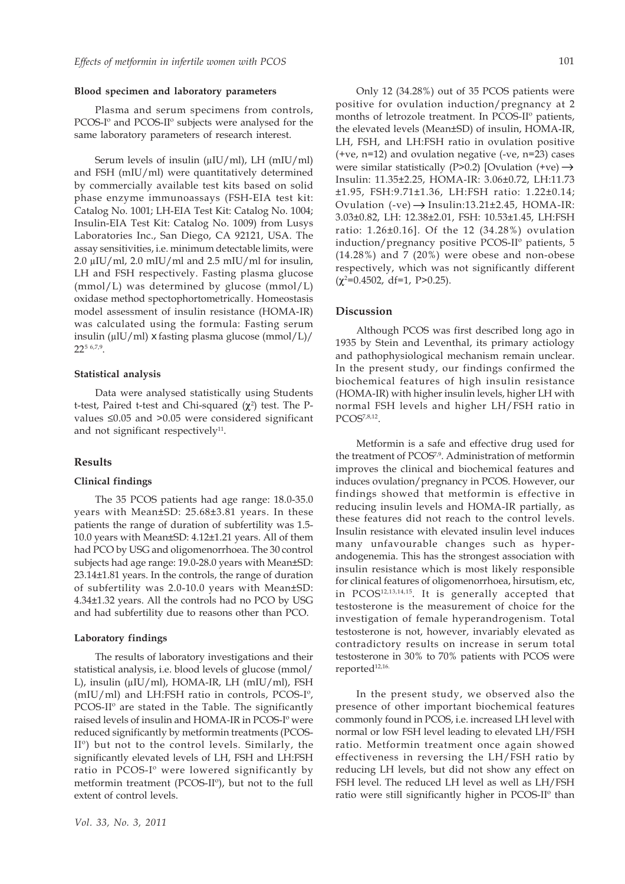#### Blood specimen and laboratory parameters

Plasma and serum specimens from controls, PCOS-I° and PCOS-II° subjects were analysed for the same laboratory parameters of research interest.

Serum levels of insulin (μIU/ml), LH (mIU/ml) and FSH (mIU/ml) were quantitatively determined by commercially available test kits based on solid phase enzyme immunoassays (FSH-EIA test kit: Catalog No. 1001; LH-EIA Test Kit: Catalog No. 1004; Insulin-EIA Test Kit: Catalog No. 1009) from Lusys Laboratories Inc., San Diego, CA 92121, USA. The assay sensitivities, i.e. minimum detectable limits, were 2.0 μIU/ml, 2.0 mIU/ml and 2.5 mIU/ml for insulin, LH and FSH respectively. Fasting plasma glucose (mmol/L) was determined by glucose (mmol/L) oxidase method spectophortometrically. Homeostasis model assessment of insulin resistance (HOMA-IR) was calculated using the formula: Fasting serum insulin (μIU/ml) x fasting plasma glucose (mmol/L)/ 22[5 6,7,9].

#### Statistical analysis

Data were analysed statistically using Students t-test, Paired t-test and Chi-squared ($\chi^2$) test. The P-values ≤0.05 and >0.05 were considered significant and not significant respectively[11].

## Results

#### Clinical findings

The 35 PCOS patients had age range: 18.0-35.0 years with Mean±SD: 25.68±3.81 years. In these patients the range of duration of subfertility was 1.5-10.0 years with Mean±SD: 4.12±1.21 years. All of them had PCO by USG and oligomenorrhoea. The 30 control subjects had age range: 19.0-28.0 years with Mean±SD: 23.14±1.81 years. In the controls, the range of duration of subfertility was 2.0-10.0 years with Mean±SD: 4.34±1.32 years. All the controls had no PCO by USG and had subfertility due to reasons other than PCO.

#### Laboratory findings

The results of laboratory investigations and their statistical analysis, i.e. blood levels of glucose (mmol/L), insulin (μIU/ml), HOMA-IR, LH (mIU/ml), FSH (mIU/ml) and LH:FSH ratio in controls, PCOS-I°, PCOS-II° are stated in the Table. The significantly raised levels of insulin and HOMA-IR in PCOS-I° were reduced significantly by metformin treatments (PCOS-II°) but not to the control levels. Similarly, the significantly elevated levels of LH, FSH and LH:FSH ratio in PCOS-I° were lowered significantly by metformin treatment (PCOS-II°), but not to the full extent of control levels.

Only 12 (34.28%) out of 35 PCOS patients were positive for ovulation induction/pregnancy at 2 months of letrozole treatment. In PCOS-II° patients, the elevated levels (Mean±SD) of insulin, HOMA-IR, LH, FSH, and LH:FSH ratio in ovulation positive (+ve, n=12) and ovulation negative (-ve, n=23) cases were similar statistically (P>0.2) [Ovulation (+ve) → Insulin: 11.35±2.25, HOMA-IR: 3.06±0.72, LH:11.73 ±1.95, FSH:9.71±1.36, LH:FSH ratio: 1.22±0.14; Ovulation (-ve) → Insulin:13.21±2.45, HOMA-IR: 3.03±0.82, LH: 12.38±2.01, FSH: 10.53±1.45, LH:FSH ratio: 1.26±0.16]. Of the 12 (34.28%) ovulation induction/pregnancy positive PCOS-II° patients, 5 (14.28%) and 7 (20%) were obese and non-obese respectively, which was not significantly different ($\chi^2$=0.4502, df=1, P>0.25).

## Discussion

Although PCOS was first described long ago in 1935 by Stein and Leventhal, its primary actiology and pathophysiological mechanism remain unclear. In the present study, our findings confirmed the biochemical features of high insulin resistance (HOMA-IR) with higher insulin levels, higher LH with normal FSH levels and higher LH/FSH ratio in PCOS[7,8,12].

Metformin is a safe and effective drug used for the treatment of PCOS[7,9]. Administration of metformin improves the clinical and biochemical features and induces ovulation/pregnancy in PCOS. However, our findings showed that metformin is effective in reducing insulin levels and HOMA-IR partially, as these features did not reach to the control levels. Insulin resistance with elevated insulin level induces many unfavourable changes such as hyper-andogenemia. This has the strongest association with insulin resistance which is most likely responsible for clinical features of oligomenorrhoea, hirsutism, etc, in PCOS[12,13,14,15]. It is generally accepted that testosterone is the measurement of choice for the investigation of female hyperandrogenism. Total testosterone is not, however, invariably elevated as contradictory results on increase in serum total testosterone in 30% to 70% patients with PCOS were reported[12,16].

In the present study, we observed also the presence of other important biochemical features commonly found in PCOS, i.e. increased LH level with normal or low FSH level leading to elevated LH/FSH ratio. Metformin treatment once again showed effectiveness in reversing the LH/FSH ratio by reducing LH levels, but did not show any effect on FSH level. The reduced LH level as well as LH/FSH ratio were still significantly higher in PCOS-II° than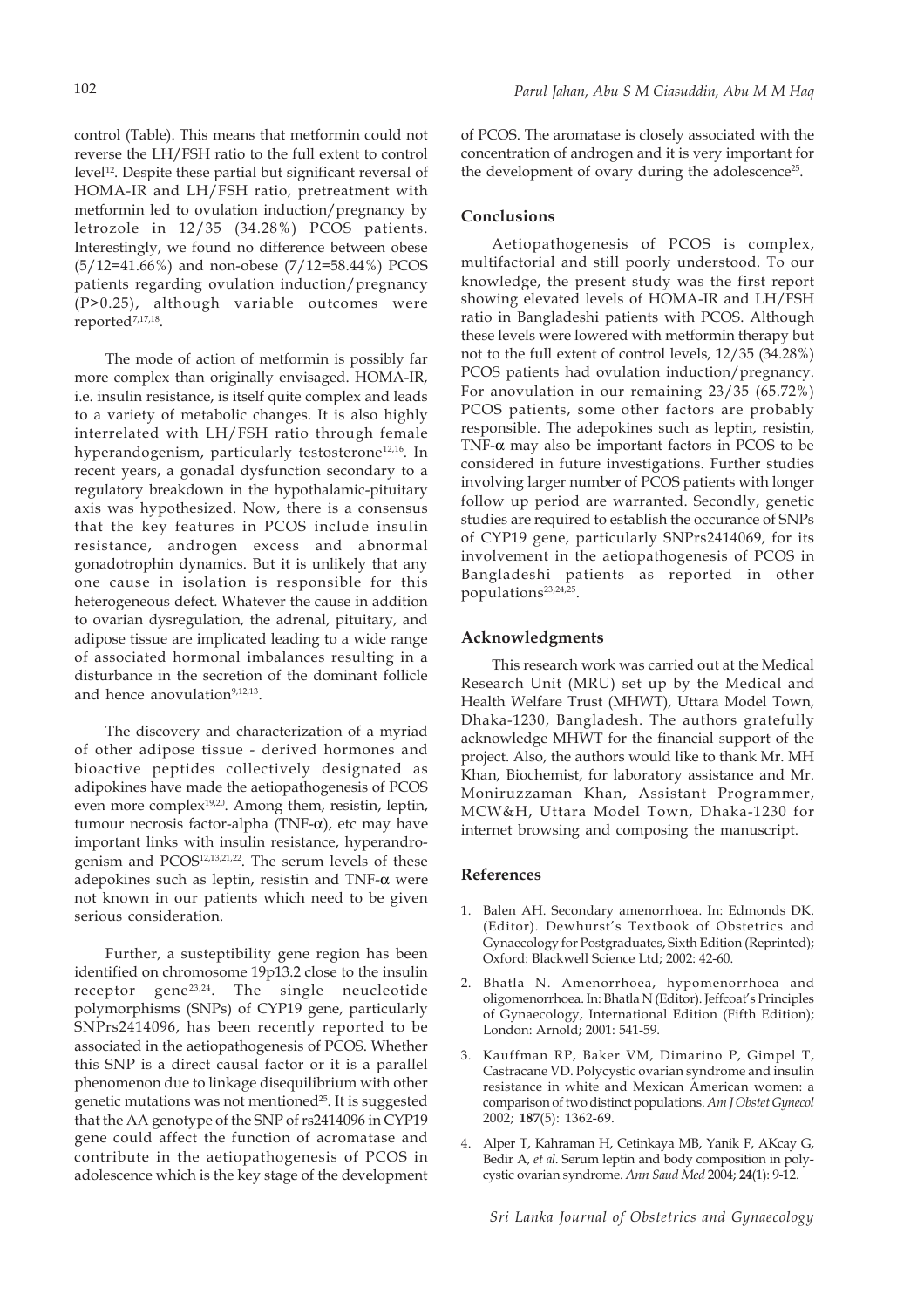control (Table). This means that metformin could not reverse the LH/FSH ratio to the full extent to control level[12]. Despite these partial but significant reversal of HOMA-IR and LH/FSH ratio, pretreatment with metformin led to ovulation induction/pregnancy by letrozole in 12/35 (34.28%) PCOS patients. Interestingly, we found no difference between obese (5/12=41.66%) and non-obese (7/12=58.44%) PCOS patients regarding ovulation induction/pregnancy (P>0.25), although variable outcomes were reported[7,17,18].

The mode of action of metformin is possibly far more complex than originally envisaged. HOMA-IR, i.e. insulin resistance, is itself quite complex and leads to a variety of metabolic changes. It is also highly interrelated with LH/FSH ratio through female hyperandogenism, particularly testosterone[12,16]. In recent years, a gonadal dysfunction secondary to a regulatory breakdown in the hypothalamic-pituitary axis was hypothesized. Now, there is a consensus that the key features in PCOS include insulin resistance, androgen excess and abnormal gonadotrophin dynamics. But it is unlikely that any one cause in isolation is responsible for this heterogeneous defect. Whatever the cause in addition to ovarian dysregulation, the adrenal, pituitary, and adipose tissue are implicated leading to a wide range of associated hormonal imbalances resulting in a disturbance in the secretion of the dominant follicle and hence anovulation[9,12,13].

The discovery and characterization of a myriad of other adipose tissue - derived hormones and bioactive peptides collectively designated as adipokines have made the aetiopathogenesis of PCOS even more complex[19,20]. Among them, resistin, leptin, tumour necrosis factor-alpha (TNF-α), etc may have important links with insulin resistance, hyperandrogenism and PCOS[12,13,21,22]. The serum levels of these adepokines such as leptin, resistin and TNF-α were not known in our patients which need to be given serious consideration.

Further, a susteptibility gene region has been identified on chromosome 19p13.2 close to the insulin receptor gene[23,24]. The single neucleotide polymorphisms (SNPs) of CYP19 gene, particularly SNPrs2414096, has been recently reported to be associated in the aetiopathogenesis of PCOS. Whether this SNP is a direct causal factor or it is a parallel phenomenon due to linkage disequilibrium with other genetic mutations was not mentioned[25]. It is suggested that the AA genotype of the SNP of rs2414096 in CYP19 gene could affect the function of acromatase and contribute in the aetiopathogenesis of PCOS in adolescence which is the key stage of the development of PCOS. The aromatase is closely associated with the concentration of androgen and it is very important for the development of ovary during the adolescence[25].

## Conclusions

Aetiopathogenesis of PCOS is complex, multifactorial and still poorly understood. To our knowledge, the present study was the first report showing elevated levels of HOMA-IR and LH/FSH ratio in Bangladeshi patients with PCOS. Although these levels were lowered with metformin therapy but not to the full extent of control levels, 12/35 (34.28%) PCOS patients had ovulation induction/pregnancy. For anovulation in our remaining 23/35 (65.72%) PCOS patients, some other factors are probably responsible. The adepokines such as leptin, resistin, TNF-α may also be important factors in PCOS to be considered in future investigations. Further studies involving larger number of PCOS patients with longer follow up period are warranted. Secondly, genetic studies are required to establish the occurance of SNPs of CYP19 gene, particularly SNPrs2414069, for its involvement in the aetiopathogenesis of PCOS in Bangladeshi patients as reported in other populations[23,24,25].

## Acknowledgments

This research work was carried out at the Medical Research Unit (MRU) set up by the Medical and Health Welfare Trust (MHWT), Uttara Model Town, Dhaka-1230, Bangladesh. The authors gratefully acknowledge MHWT for the financial support of the project. Also, the authors would like to thank Mr. MH Khan, Biochemist, for laboratory assistance and Mr. Moniruzzaman Khan, Assistant Programmer, MCW&H, Uttara Model Town, Dhaka-1230 for internet browsing and composing the manuscript.

## References

1. Balen AH. Secondary amenorrhoea. In: Edmonds DK. (Editor). Dewhurst's Textbook of Obstetrics and Gynaecology for Postgraduates, Sixth Edition (Reprinted); Oxford: Blackwell Science Ltd; 2002: 42-60.

2. Bhatla N. Amenorrhoea, hypomenorrhoea and oligomenorrhoea. In: Bhatla N (Editor). Jeffcoat's Principles of Gynaecology, International Edition (Fifth Edition); London: Arnold; 2001: 541-59.

3. Kauffman RP, Baker VM, Dimarino P, Gimpel T, Castracane VD. Polycystic ovarian syndrome and insulin resistance in white and Mexican American women: a comparison of two distinct populations. *Am J Obstet Gynecol* 2002; **187**(5): 1362-69.

4. Alper T, Kahraman H, Cetinkaya MB, Yanik F, AKcay G, Bedir A, *et al.* Serum leptin and body composition in polycystic ovarian syndrome. *Ann Saud Med* 2004; **24**(1): 9-12.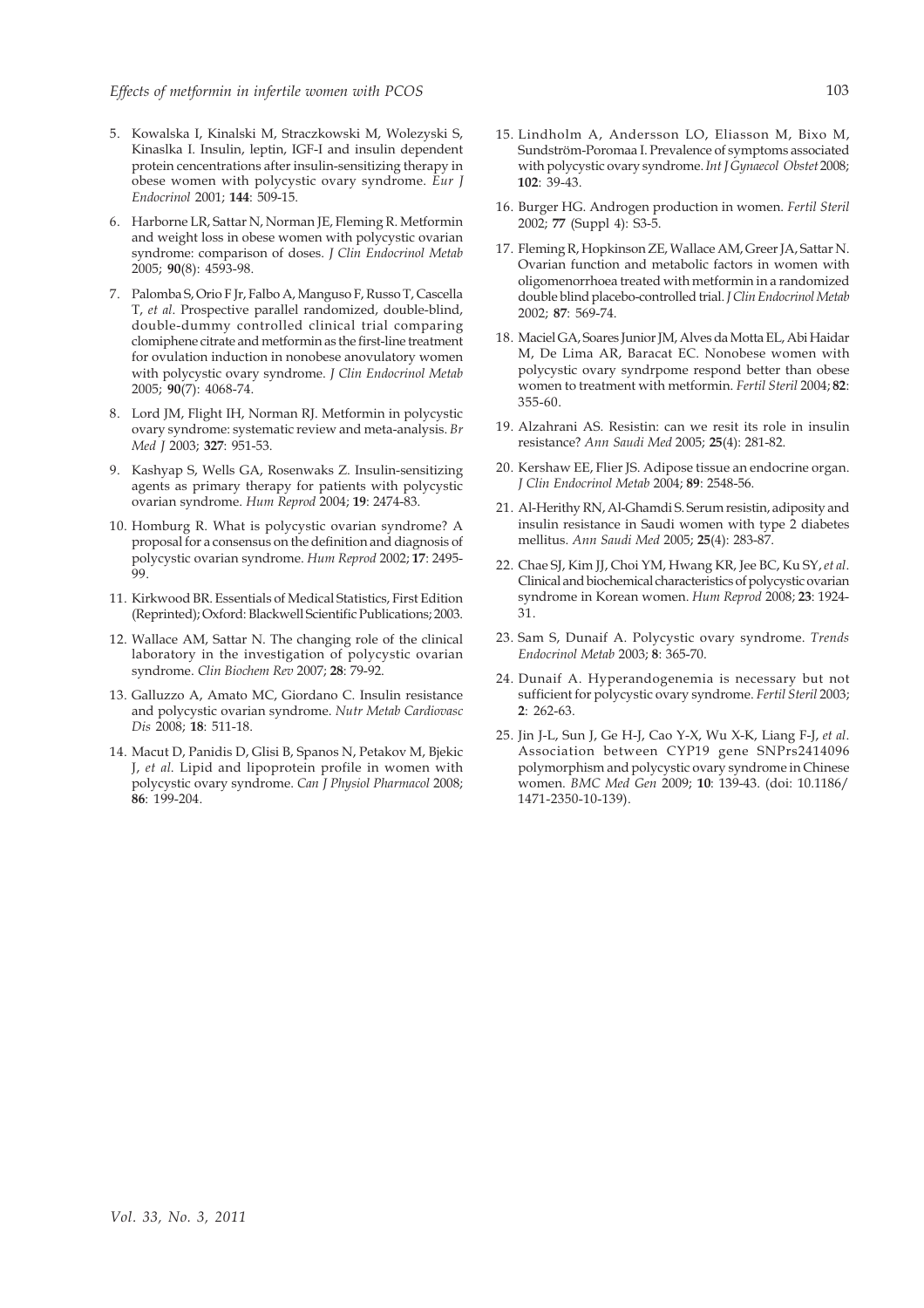5. Kowalska I, Kinalski M, Straczkowski M, Wolezyski S, Kinaslka I. Insulin, leptin, IGF-I and insulin dependent protein cencentrations after insulin-sensitizing therapy in obese women with polycystic ovary syndrome. *Eur J Endocrinol* 2001; **144**: 509-15.
6. Harborne LR, Sattar N, Norman JE, Fleming R. Metformin and weight loss in obese women with polycystic ovarian syndrome: comparison of doses. *J Clin Endocrinol Metab* 2005; **90**(8): 4593-98.
7. Palomba S, Orio F Jr, Falbo A, Manguso F, Russo T, Cascella T, *et al*. Prospective parallel randomized, double-blind, double-dummy controlled clinical trial comparing clomiphene citrate and metformin as the first-line treatment for ovulation induction in nonobese anovulatory women with polycystic ovary syndrome. *J Clin Endocrinol Metab* 2005; **90**(7): 4068-74.
8. Lord JM, Flight IH, Norman RJ. Metformin in polycystic ovary syndrome: systematic review and meta-analysis. *Br Med J* 2003; **327**: 951-53.
9. Kashyap S, Wells GA, Rosenwaks Z. Insulin-sensitizing agents as primary therapy for patients with polycystic ovarian syndrome. *Hum Reprod* 2004; **19**: 2474-83.
10. Homburg R. What is polycystic ovarian syndrome? A proposal for a consensus on the definition and diagnosis of polycystic ovarian syndrome. *Hum Reprod* 2002; **17**: 2495-99.
11. Kirkwood BR. Essentials of Medical Statistics, First Edition (Reprinted); Oxford: Blackwell Scientific Publications; 2003.
12. Wallace AM, Sattar N. The changing role of the clinical laboratory in the investigation of polycystic ovarian syndrome. *Clin Biochem Rev* 2007; **28**: 79-92.
13. Galluzzo A, Amato MC, Giordano C. Insulin resistance and polycystic ovarian syndrome. *Nutr Metab Cardiovasc Dis* 2008; **18**: 511-18.
14. Macut D, Panidis D, Glisi B, Spanos N, Petakov M, Bjekic J, *et al*. Lipid and lipoprotein profile in women with polycystic ovary syndrome. *Can J Physiol Pharmacol* 2008; **86**: 199-204.
15. Lindholm A, Andersson LO, Eliasson M, Bixo M, Sundström-Poromaa I. Prevalence of symptoms associated with polycystic ovary syndrome. *Int J Gynaecol Obstet* 2008; **102**: 39-43.
16. Burger HG. Androgen production in women. *Fertil Steril* 2002; **77** (Suppl 4): S3-5.
17. Fleming R, Hopkinson ZE, Wallace AM, Greer JA, Sattar N. Ovarian function and metabolic factors in women with oligomenorrhoea treated with metformin in a randomized double blind placebo-controlled trial. *J Clin Endocrinol Metab* 2002; **87**: 569-74.
18. Maciel GA, Soares Junior JM, Alves da Motta EL, Abi Haidar M, De Lima AR, Baracat EC. Nonobese women with polycystic ovary syndrpome respond better than obese women to treatment with metformin. *Fertil Steril* 2004; **82**: 355-60.
19. Alzahrani AS. Resistin: can we resit its role in insulin resistance? *Ann Saudi Med* 2005; **25**(4): 281-82.
20. Kershaw EE, Flier JS. Adipose tissue an endocrine organ. *J Clin Endocrinol Metab* 2004; **89**: 2548-56.
21. Al-Herithy RN, Al-Ghamdi S. Serum resistin, adiposity and insulin resistance in Saudi women with type 2 diabetes mellitus. *Ann Saudi Med* 2005; **25**(4): 283-87.
22. Chae SJ, Kim JJ, Choi YM, Hwang KR, Jee BC, Ku SY, *et al*. Clinical and biochemical characteristics of polycystic ovarian syndrome in Korean women. *Hum Reprod* 2008; **23**: 1924-31.
23. Sam S, Dunaif A. Polycystic ovary syndrome. *Trends Endocrinol Metab* 2003; **8**: 365-70.
24. Dunaif A. Hyperandogenemia is necessary but not sufficient for polycystic ovary syndrome. *Fertil Steril* 2003; **2**: 262-63.
25. Jin J-L, Sun J, Ge H-J, Cao Y-X, Wu X-K, Liang F-J, *et al*. Association between CYP19 gene SNPrs2414096 polymorphism and polycystic ovary syndrome in Chinese women. *BMC Med Gen* 2009; **10**: 139-43. (doi: 10.1186/1471-2350-10-139).